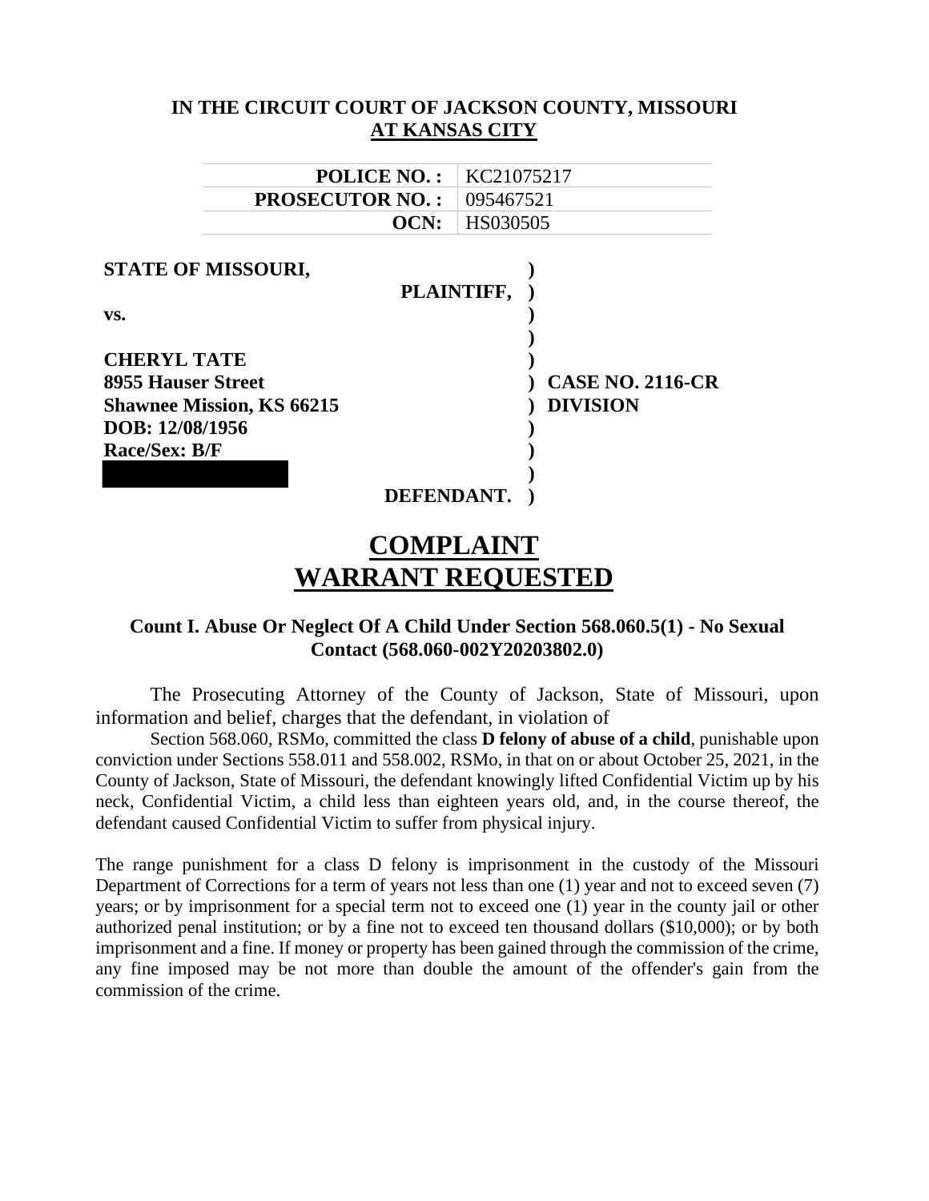**IN THE CIRCUIT COURT OF JACKSON COUNTY, MISSOURI**
**AT KANSAS CITY**

| | |
|---|---|
| **POLICE NO. :** | KC21075217 |
| **PROSECUTOR NO. :** | 095467521 |
| **OCN:** | HS030505 |

**STATE OF MISSOURI,**
**PLAINTIFF,**

**vs.**

**CHERYL TATE**
**8955 Hauser Street**
**Shawnee Mission, KS 66215**
**DOB: 12/08/1956**
**Race/Sex: B/F**

**DEFENDANT.**

**CASE NO. 2116-CR**
**DIVISION**

# COMPLAINT
# WARRANT REQUESTED

### Count I. Abuse Or Neglect Of A Child Under Section 568.060.5(1) - No Sexual Contact (568.060-002Y20203802.0)

The Prosecuting Attorney of the County of Jackson, State of Missouri, upon information and belief, charges that the defendant, in violation of

Section 568.060, RSMo, committed the class **D felony of abuse of a child**, punishable upon conviction under Sections 558.011 and 558.002, RSMo, in that on or about October 25, 2021, in the County of Jackson, State of Missouri, the defendant knowingly lifted Confidential Victim up by his neck, Confidential Victim, a child less than eighteen years old, and, in the course thereof, the defendant caused Confidential Victim to suffer from physical injury.

The range punishment for a class D felony is imprisonment in the custody of the Missouri Department of Corrections for a term of years not less than one (1) year and not to exceed seven (7) years; or by imprisonment for a special term not to exceed one (1) year in the county jail or other authorized penal institution; or by a fine not to exceed ten thousand dollars ($10,000); or by both imprisonment and a fine. If money or property has been gained through the commission of the crime, any fine imposed may be not more than double the amount of the offender's gain from the commission of the crime.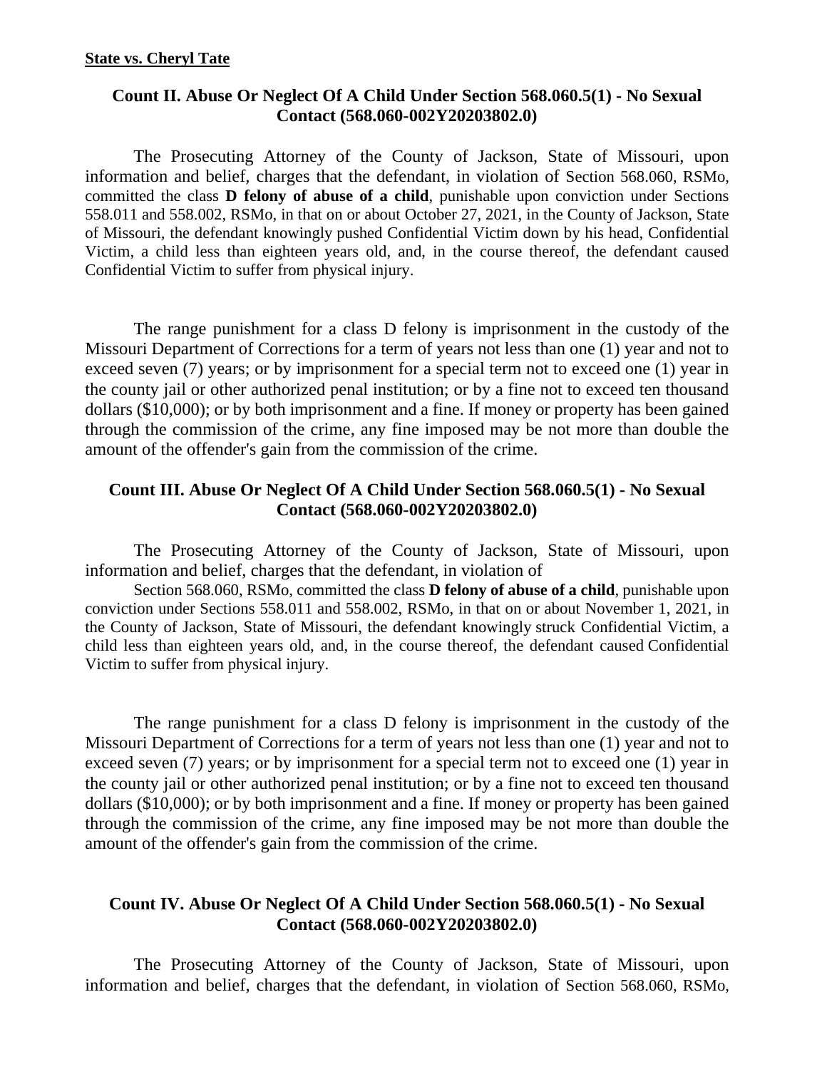**State vs. Cheryl Tate**

### Count II. Abuse Or Neglect Of A Child Under Section 568.060.5(1) - No Sexual Contact (568.060-002Y20203802.0)

The Prosecuting Attorney of the County of Jackson, State of Missouri, upon information and belief, charges that the defendant, in violation of Section 568.060, RSMo, committed the class **D felony of abuse of a child**, punishable upon conviction under Sections 558.011 and 558.002, RSMo, in that on or about October 27, 2021, in the County of Jackson, State of Missouri, the defendant knowingly pushed Confidential Victim down by his head, Confidential Victim, a child less than eighteen years old, and, in the course thereof, the defendant caused Confidential Victim to suffer from physical injury.

The range punishment for a class D felony is imprisonment in the custody of the Missouri Department of Corrections for a term of years not less than one (1) year and not to exceed seven (7) years; or by imprisonment for a special term not to exceed one (1) year in the county jail or other authorized penal institution; or by a fine not to exceed ten thousand dollars ($10,000); or by both imprisonment and a fine. If money or property has been gained through the commission of the crime, any fine imposed may be not more than double the amount of the offender's gain from the commission of the crime.

### Count III. Abuse Or Neglect Of A Child Under Section 568.060.5(1) - No Sexual Contact (568.060-002Y20203802.0)

The Prosecuting Attorney of the County of Jackson, State of Missouri, upon information and belief, charges that the defendant, in violation of

Section 568.060, RSMo, committed the class **D felony of abuse of a child**, punishable upon conviction under Sections 558.011 and 558.002, RSMo, in that on or about November 1, 2021, in the County of Jackson, State of Missouri, the defendant knowingly struck Confidential Victim, a child less than eighteen years old, and, in the course thereof, the defendant caused Confidential Victim to suffer from physical injury.

The range punishment for a class D felony is imprisonment in the custody of the Missouri Department of Corrections for a term of years not less than one (1) year and not to exceed seven (7) years; or by imprisonment for a special term not to exceed one (1) year in the county jail or other authorized penal institution; or by a fine not to exceed ten thousand dollars ($10,000); or by both imprisonment and a fine. If money or property has been gained through the commission of the crime, any fine imposed may be not more than double the amount of the offender's gain from the commission of the crime.

### Count IV. Abuse Or Neglect Of A Child Under Section 568.060.5(1) - No Sexual Contact (568.060-002Y20203802.0)

The Prosecuting Attorney of the County of Jackson, State of Missouri, upon information and belief, charges that the defendant, in violation of Section 568.060, RSMo,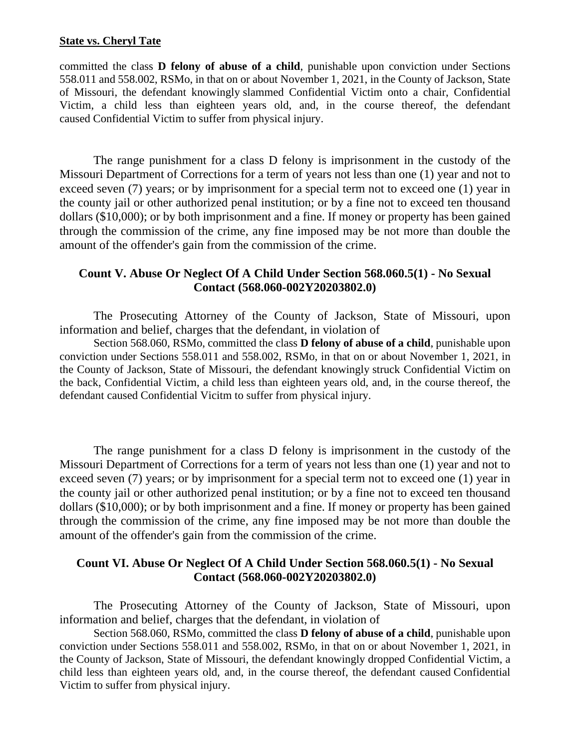**State vs. Cheryl Tate**

committed the class **D felony of abuse of a child**, punishable upon conviction under Sections 558.011 and 558.002, RSMo, in that on or about November 1, 2021, in the County of Jackson, State of Missouri, the defendant knowingly slammed Confidential Victim onto a chair, Confidential Victim, a child less than eighteen years old, and, in the course thereof, the defendant caused Confidential Victim to suffer from physical injury.

The range punishment for a class D felony is imprisonment in the custody of the Missouri Department of Corrections for a term of years not less than one (1) year and not to exceed seven (7) years; or by imprisonment for a special term not to exceed one (1) year in the county jail or other authorized penal institution; or by a fine not to exceed ten thousand dollars ($10,000); or by both imprisonment and a fine. If money or property has been gained through the commission of the crime, any fine imposed may be not more than double the amount of the offender's gain from the commission of the crime.

### Count V. Abuse Or Neglect Of A Child Under Section 568.060.5(1) - No Sexual Contact (568.060-002Y20203802.0)

The Prosecuting Attorney of the County of Jackson, State of Missouri, upon information and belief, charges that the defendant, in violation of

Section 568.060, RSMo, committed the class **D felony of abuse of a child**, punishable upon conviction under Sections 558.011 and 558.002, RSMo, in that on or about November 1, 2021, in the County of Jackson, State of Missouri, the defendant knowingly struck Confidential Victim on the back, Confidential Victim, a child less than eighteen years old, and, in the course thereof, the defendant caused Confidential Vicitm to suffer from physical injury.

The range punishment for a class D felony is imprisonment in the custody of the Missouri Department of Corrections for a term of years not less than one (1) year and not to exceed seven (7) years; or by imprisonment for a special term not to exceed one (1) year in the county jail or other authorized penal institution; or by a fine not to exceed ten thousand dollars ($10,000); or by both imprisonment and a fine. If money or property has been gained through the commission of the crime, any fine imposed may be not more than double the amount of the offender's gain from the commission of the crime.

### Count VI. Abuse Or Neglect Of A Child Under Section 568.060.5(1) - No Sexual Contact (568.060-002Y20203802.0)

The Prosecuting Attorney of the County of Jackson, State of Missouri, upon information and belief, charges that the defendant, in violation of

Section 568.060, RSMo, committed the class **D felony of abuse of a child**, punishable upon conviction under Sections 558.011 and 558.002, RSMo, in that on or about November 1, 2021, in the County of Jackson, State of Missouri, the defendant knowingly dropped Confidential Victim, a child less than eighteen years old, and, in the course thereof, the defendant caused Confidential Victim to suffer from physical injury.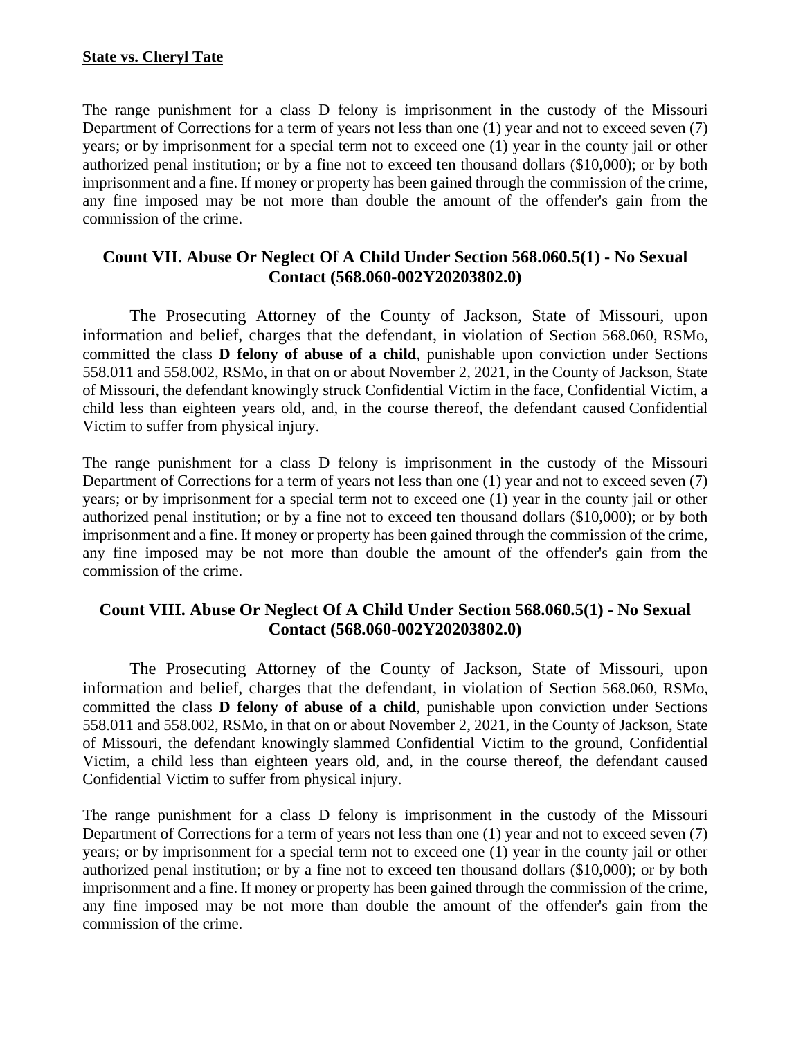The range punishment for a class D felony is imprisonment in the custody of the Missouri Department of Corrections for a term of years not less than one (1) year and not to exceed seven (7) years; or by imprisonment for a special term not to exceed one (1) year in the county jail or other authorized penal institution; or by a fine not to exceed ten thousand dollars ($10,000); or by both imprisonment and a fine. If money or property has been gained through the commission of the crime, any fine imposed may be not more than double the amount of the offender's gain from the commission of the crime.

## Count VII. Abuse Or Neglect Of A Child Under Section 568.060.5(1) - No Sexual Contact (568.060-002Y20203802.0)

The Prosecuting Attorney of the County of Jackson, State of Missouri, upon information and belief, charges that the defendant, in violation of Section 568.060, RSMo, committed the class **D felony of abuse of a child**, punishable upon conviction under Sections 558.011 and 558.002, RSMo, in that on or about November 2, 2021, in the County of Jackson, State of Missouri, the defendant knowingly struck Confidential Victim in the face, Confidential Victim, a child less than eighteen years old, and, in the course thereof, the defendant caused Confidential Victim to suffer from physical injury.

The range punishment for a class D felony is imprisonment in the custody of the Missouri Department of Corrections for a term of years not less than one (1) year and not to exceed seven (7) years; or by imprisonment for a special term not to exceed one (1) year in the county jail or other authorized penal institution; or by a fine not to exceed ten thousand dollars ($10,000); or by both imprisonment and a fine. If money or property has been gained through the commission of the crime, any fine imposed may be not more than double the amount of the offender's gain from the commission of the crime.

## Count VIII. Abuse Or Neglect Of A Child Under Section 568.060.5(1) - No Sexual Contact (568.060-002Y20203802.0)

The Prosecuting Attorney of the County of Jackson, State of Missouri, upon information and belief, charges that the defendant, in violation of Section 568.060, RSMo, committed the class **D felony of abuse of a child**, punishable upon conviction under Sections 558.011 and 558.002, RSMo, in that on or about November 2, 2021, in the County of Jackson, State of Missouri, the defendant knowingly slammed Confidential Victim to the ground, Confidential Victim, a child less than eighteen years old, and, in the course thereof, the defendant caused Confidential Victim to suffer from physical injury.

The range punishment for a class D felony is imprisonment in the custody of the Missouri Department of Corrections for a term of years not less than one (1) year and not to exceed seven (7) years; or by imprisonment for a special term not to exceed one (1) year in the county jail or other authorized penal institution; or by a fine not to exceed ten thousand dollars ($10,000); or by both imprisonment and a fine. If money or property has been gained through the commission of the crime, any fine imposed may be not more than double the amount of the offender's gain from the commission of the crime.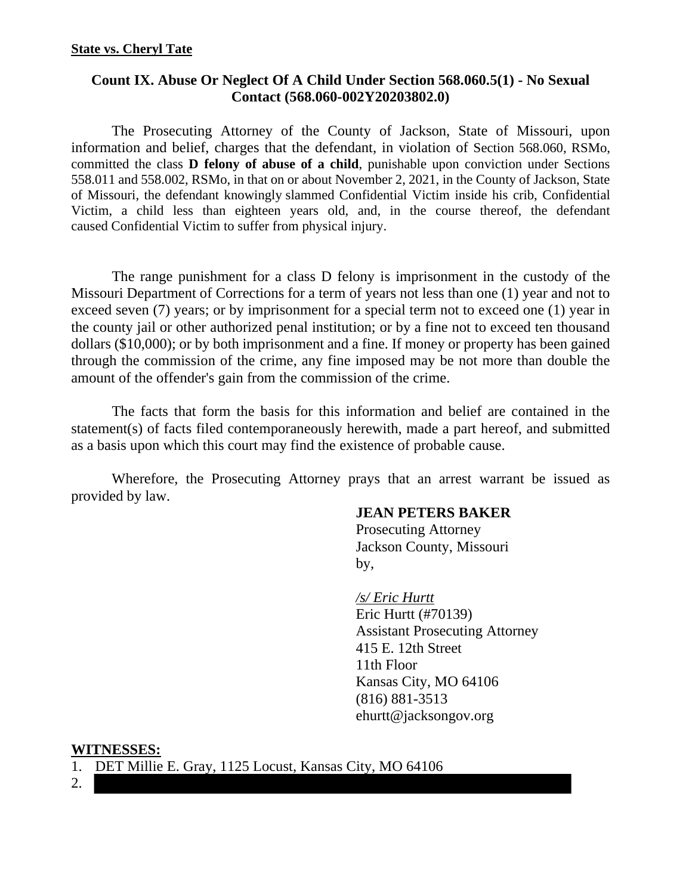**State vs. Cheryl Tate**

### Count IX. Abuse Or Neglect Of A Child Under Section 568.060.5(1) - No Sexual Contact (568.060-002Y20203802.0)

The Prosecuting Attorney of the County of Jackson, State of Missouri, upon information and belief, charges that the defendant, in violation of Section 568.060, RSMo, committed the class **D felony of abuse of a child**, punishable upon conviction under Sections 558.011 and 558.002, RSMo, in that on or about November 2, 2021, in the County of Jackson, State of Missouri, the defendant knowingly slammed Confidential Victim inside his crib, Confidential Victim, a child less than eighteen years old, and, in the course thereof, the defendant caused Confidential Victim to suffer from physical injury.

The range punishment for a class D felony is imprisonment in the custody of the Missouri Department of Corrections for a term of years not less than one (1) year and not to exceed seven (7) years; or by imprisonment for a special term not to exceed one (1) year in the county jail or other authorized penal institution; or by a fine not to exceed ten thousand dollars ($10,000); or by both imprisonment and a fine. If money or property has been gained through the commission of the crime, any fine imposed may be not more than double the amount of the offender's gain from the commission of the crime.

The facts that form the basis for this information and belief are contained in the statement(s) of facts filed contemporaneously herewith, made a part hereof, and submitted as a basis upon which this court may find the existence of probable cause.

Wherefore, the Prosecuting Attorney prays that an arrest warrant be issued as provided by law.

**JEAN PETERS BAKER**
Prosecuting Attorney
Jackson County, Missouri
by,

*/s/ Eric Hurtt*
Eric Hurtt (#70139)
Assistant Prosecuting Attorney
415 E. 12th Street
11th Floor
Kansas City, MO 64106
(816) 881-3513
ehurtt@jacksongov.org

**WITNESSES:**

1. DET Millie E. Gray, 1125 Locust, Kansas City, MO 64106
2. [REDACTED]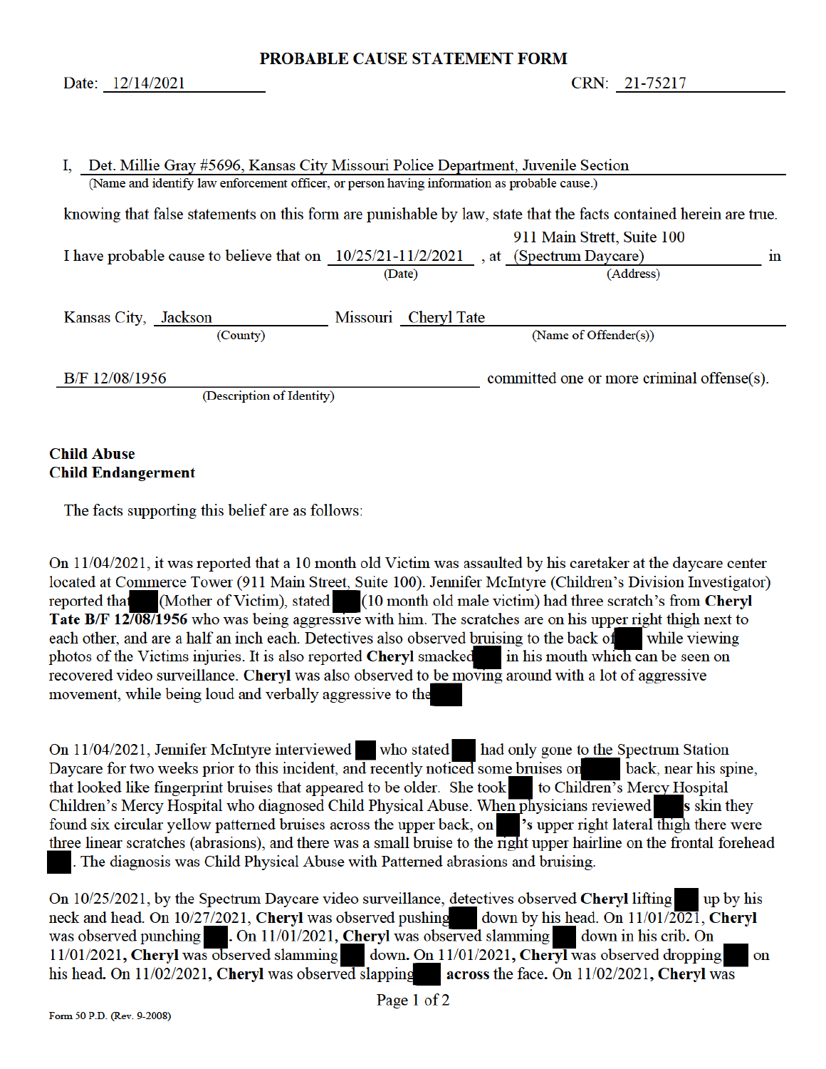# PROBABLE CAUSE STATEMENT FORM

Date: 12/14/2021 CRN: 21-75217

I, Det. Millie Gray #5696, Kansas City Missouri Police Department, Juvenile Section
(Name and identify law enforcement officer, or person having information as probable cause.)

knowing that false statements on this form are punishable by law, state that the facts contained herein are true.

I have probable cause to believe that on 10/25/21-11/2/2021 (Date), at 911 Main Strett, Suite 100 (Spectrum Daycare) (Address) in

Kansas City, Jackson (County) Missouri Cheryl Tate (Name of Offender(s))

B/F 12/08/1956 (Description of Identity) committed one or more criminal offense(s).

**Child Abuse**
**Child Endangerment**

The facts supporting this belief are as follows:

On 11/04/2021, it was reported that a 10 month old Victim was assaulted by his caretaker at the daycare center located at Commerce Tower (911 Main Street, Suite 100). Jennifer McIntyre (Children's Division Investigator) reported that ███ (Mother of Victim), stated ███ (10 month old male victim) had three scratch's from **Cheryl Tate B/F 12/08/1956** who was being aggressive with him. The scratches are on his upper right thigh next to each other, and are a half an inch each. Detectives also observed bruising to the back of ███ while viewing photos of the Victims injuries. It is also reported **Cheryl** smacked ███ in his mouth which can be seen on recovered video surveillance. **Cheryl** was also observed to be moving around with a lot of aggressive movement, while being loud and verbally aggressive to the ███

On 11/04/2021, Jennifer McIntyre interviewed ███ who stated ███ had only gone to the Spectrum Station Daycare for two weeks prior to this incident, and recently noticed some bruises on ███ back, near his spine, that looked like fingerprint bruises that appeared to be older. She took ███ to Children's Mercy Hospital Children's Mercy Hospital who diagnosed Child Physical Abuse. When physicians reviewed ███s skin they found six circular yellow patterned bruises across the upper back, on ███'s upper right lateral thigh there were three linear scratches (abrasions), and there was a small bruise to the right upper hairline on the frontal forehead ███. The diagnosis was Child Physical Abuse with Patterned abrasions and bruising.

On 10/25/2021, by the Spectrum Daycare video surveillance, detectives observed **Cheryl** lifting ███ up by his neck and head. On 10/27/2021, **Cheryl** was observed pushing ███ down by his head. On 11/01/2021, **Cheryl** was observed punching ███. On 11/01/2021, **Cheryl** was observed slamming ███ down in his crib. On 11/01/2021, **Cheryl** was observed slamming ███ down. On 11/01/2021, **Cheryl** was observed dropping ███ on his head. On 11/02/2021, **Cheryl** was observed slapping ███ across the face. On 11/02/2021, **Cheryl** was

Form 50 P.D. (Rev. 9-2008)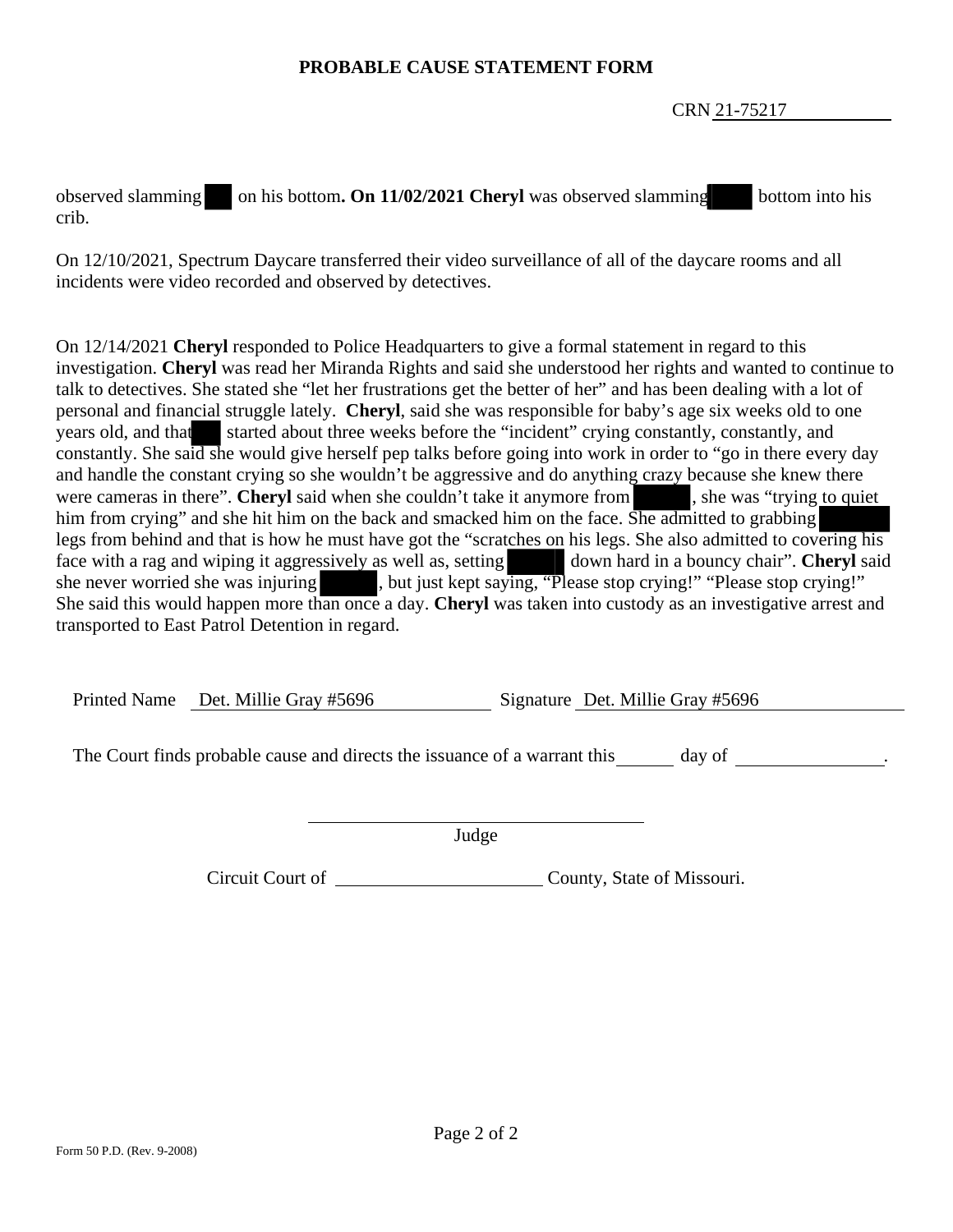**PROBABLE CAUSE STATEMENT FORM**

CRN 21-75217

observed slamming ███ on his bottom**. On 11/02/2021 Cheryl** was observed slamming ███ bottom into his crib.

On 12/10/2021, Spectrum Daycare transferred their video surveillance of all of the daycare rooms and all incidents were video recorded and observed by detectives.

On 12/14/2021 **Cheryl** responded to Police Headquarters to give a formal statement in regard to this investigation. **Cheryl** was read her Miranda Rights and said she understood her rights and wanted to continue to talk to detectives. She stated she "let her frustrations get the better of her" and has been dealing with a lot of personal and financial struggle lately. **Cheryl**, said she was responsible for baby's age six weeks old to one years old, and that ███ started about three weeks before the "incident" crying constantly, constantly, and constantly. She said she would give herself pep talks before going into work in order to "go in there every day and handle the constant crying so she wouldn't be aggressive and do anything crazy because she knew there were cameras in there". **Cheryl** said when she couldn't take it anymore from ███, she was "trying to quiet him from crying" and she hit him on the back and smacked him on the face. She admitted to grabbing ███ legs from behind and that is how he must have got the "scratches on his legs. She also admitted to covering his face with a rag and wiping it aggressively as well as, setting ███ down hard in a bouncy chair". **Cheryl** said she never worried she was injuring ███, but just kept saying, "Please stop crying!" "Please stop crying!" She said this would happen more than once a day. **Cheryl** was taken into custody as an investigative arrest and transported to East Patrol Detention in regard.

Printed Name Det. Millie Gray #5696 Signature Det. Millie Gray #5696

The Court finds probable cause and directs the issuance of a warrant this ______ day of ________________.

______________________________
Judge

Circuit Court of ______________________ County, State of Missouri.

Form 50 P.D. (Rev. 9-2008)